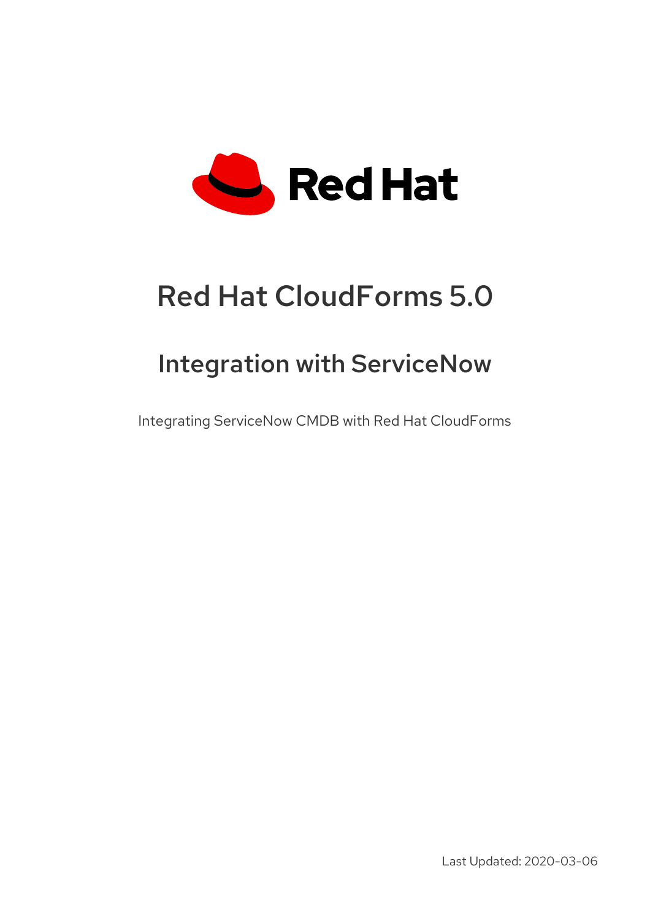# Red Hat CloudForms 5.0

## Integration with ServiceNow

Integrating ServiceNow CMDB with Red Hat CloudForms

Last Updated: 2020-03-06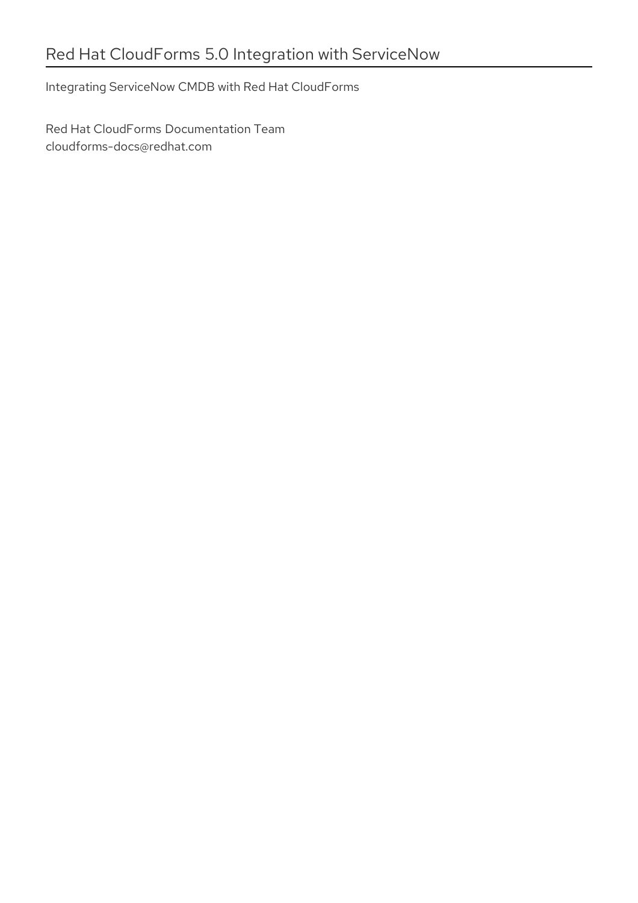# Red Hat CloudForms 5.0 Integration with ServiceNow

Integrating ServiceNow CMDB with Red Hat CloudForms

Red Hat CloudForms Documentation Team
cloudforms-docs@redhat.com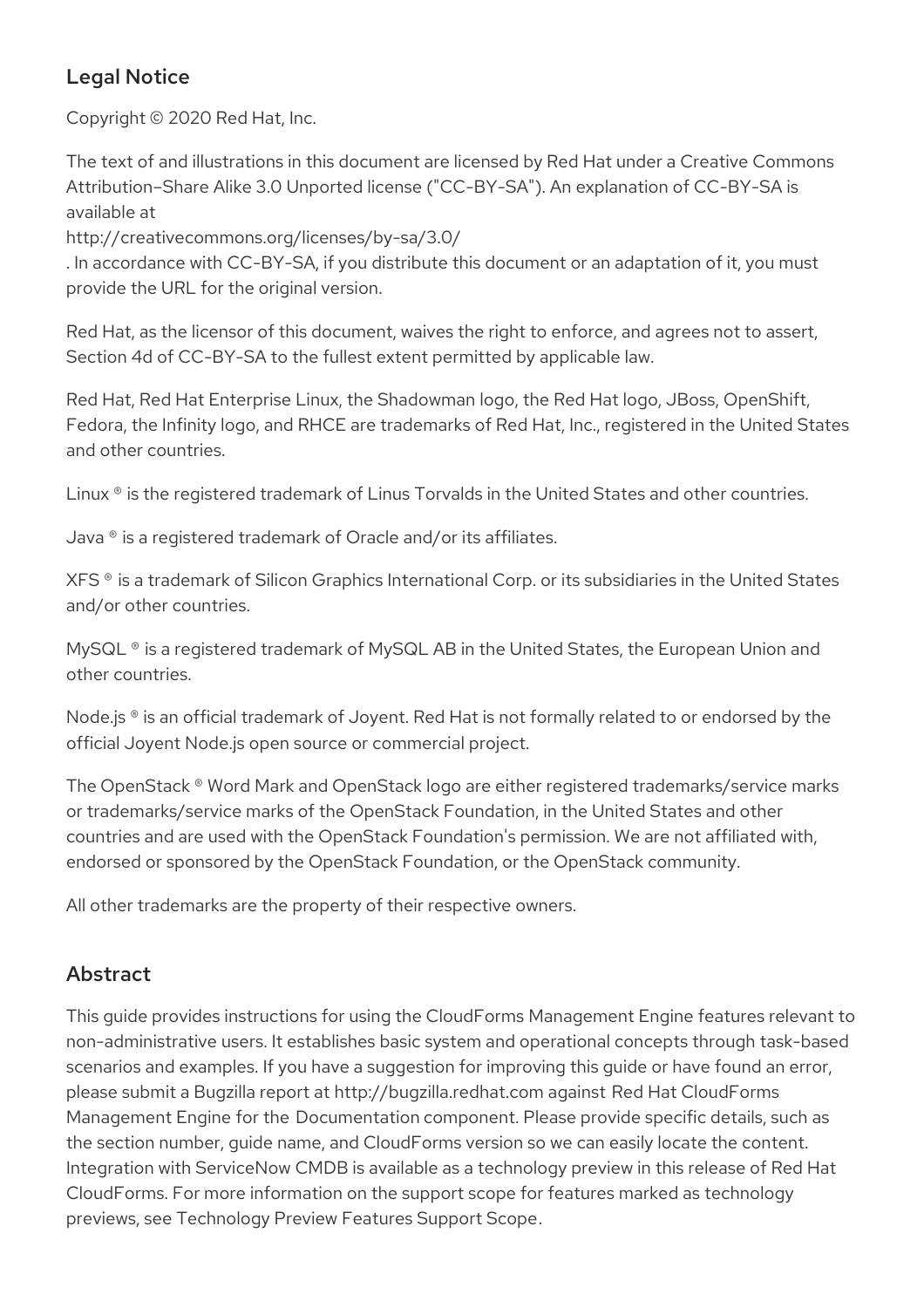## Legal Notice

Copyright © 2020 Red Hat, Inc.

The text of and illustrations in this document are licensed by Red Hat under a Creative Commons Attribution–Share Alike 3.0 Unported license ("CC-BY-SA"). An explanation of CC-BY-SA is available at
http://creativecommons.org/licenses/by-sa/3.0/
. In accordance with CC-BY-SA, if you distribute this document or an adaptation of it, you must provide the URL for the original version.

Red Hat, as the licensor of this document, waives the right to enforce, and agrees not to assert, Section 4d of CC-BY-SA to the fullest extent permitted by applicable law.

Red Hat, Red Hat Enterprise Linux, the Shadowman logo, the Red Hat logo, JBoss, OpenShift, Fedora, the Infinity logo, and RHCE are trademarks of Red Hat, Inc., registered in the United States and other countries.

Linux ® is the registered trademark of Linus Torvalds in the United States and other countries.

Java ® is a registered trademark of Oracle and/or its affiliates.

XFS ® is a trademark of Silicon Graphics International Corp. or its subsidiaries in the United States and/or other countries.

MySQL ® is a registered trademark of MySQL AB in the United States, the European Union and other countries.

Node.js ® is an official trademark of Joyent. Red Hat is not formally related to or endorsed by the official Joyent Node.js open source or commercial project.

The OpenStack ® Word Mark and OpenStack logo are either registered trademarks/service marks or trademarks/service marks of the OpenStack Foundation, in the United States and other countries and are used with the OpenStack Foundation's permission. We are not affiliated with, endorsed or sponsored by the OpenStack Foundation, or the OpenStack community.

All other trademarks are the property of their respective owners.

## Abstract

This guide provides instructions for using the CloudForms Management Engine features relevant to non-administrative users. It establishes basic system and operational concepts through task-based scenarios and examples. If you have a suggestion for improving this guide or have found an error, please submit a Bugzilla report at http://bugzilla.redhat.com against Red Hat CloudForms Management Engine for the Documentation component. Please provide specific details, such as the section number, guide name, and CloudForms version so we can easily locate the content. Integration with ServiceNow CMDB is available as a technology preview in this release of Red Hat CloudForms. For more information on the support scope for features marked as technology previews, see Technology Preview Features Support Scope.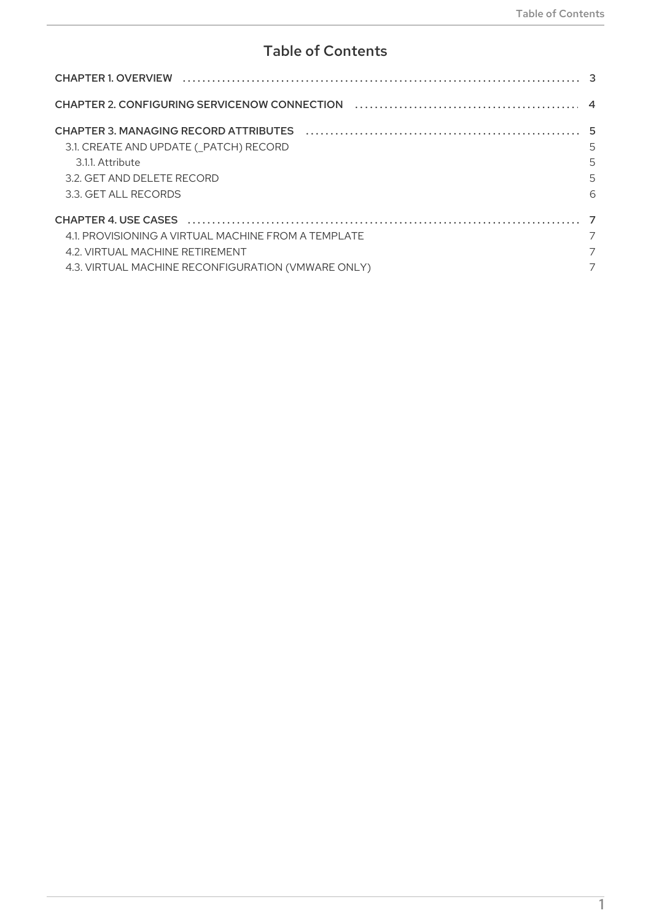# Table of Contents

| | |
|---|---|
| CHAPTER 1. OVERVIEW | 3 |
| CHAPTER 2. CONFIGURING SERVICENOW CONNECTION | 4 |
| CHAPTER 3. MANAGING RECORD ATTRIBUTES | 5 |
| 3.1. CREATE AND UPDATE (_PATCH) RECORD | 5 |
| 3.1.1. Attribute | 5 |
| 3.2. GET AND DELETE RECORD | 5 |
| 3.3. GET ALL RECORDS | 6 |
| CHAPTER 4. USE CASES | 7 |
| 4.1. PROVISIONING A VIRTUAL MACHINE FROM A TEMPLATE | 7 |
| 4.2. VIRTUAL MACHINE RETIREMENT | 7 |
| 4.3. VIRTUAL MACHINE RECONFIGURATION (VMWARE ONLY) | 7 |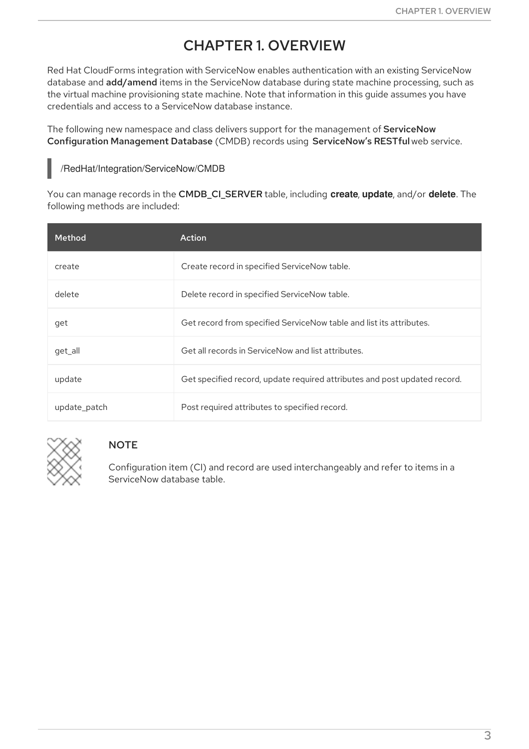# CHAPTER 1. OVERVIEW

Red Hat CloudForms integration with ServiceNow enables authentication with an existing ServiceNow database and **add/amend** items in the ServiceNow database during state machine processing, such as the virtual machine provisioning state machine. Note that information in this guide assumes you have credentials and access to a ServiceNow database instance.

The following new namespace and class delivers support for the management of **ServiceNow Configuration Management Database** (CMDB) records using **ServiceNow's RESTful** web service.

```
/RedHat/Integration/ServiceNow/CMDB
```

You can manage records in the **CMDB_CI_SERVER** table, including **create**, **update**, and/or **delete**. The following methods are included:

| Method | Action |
| --- | --- |
| create | Create record in specified ServiceNow table. |
| delete | Delete record in specified ServiceNow table. |
| get | Get record from specified ServiceNow table and list its attributes. |
| get_all | Get all records in ServiceNow and list attributes. |
| update | Get specified record, update required attributes and post updated record. |
| update_patch | Post required attributes to specified record. |

> **NOTE**
>
> Configuration item (CI) and record are used interchangeably and refer to items in a ServiceNow database table.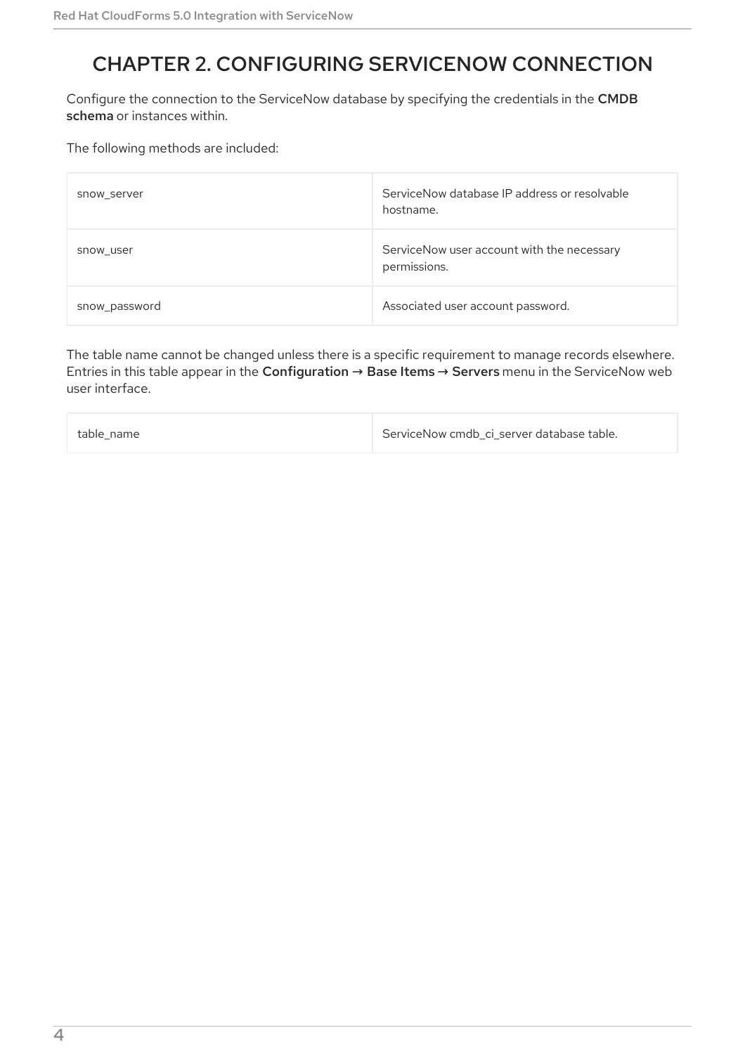# CHAPTER 2. CONFIGURING SERVICENOW CONNECTION

Configure the connection to the ServiceNow database by specifying the credentials in the **CMDB schema** or instances within.

The following methods are included:

| | |
|---|---|
| snow_server | ServiceNow database IP address or resolvable hostname. |
| snow_user | ServiceNow user account with the necessary permissions. |
| snow_password | Associated user account password. |

The table name cannot be changed unless there is a specific requirement to manage records elsewhere. Entries in this table appear in the **Configuration → Base Items → Servers** menu in the ServiceNow web user interface.

| | |
|---|---|
| table_name | ServiceNow cmdb_ci_server database table. |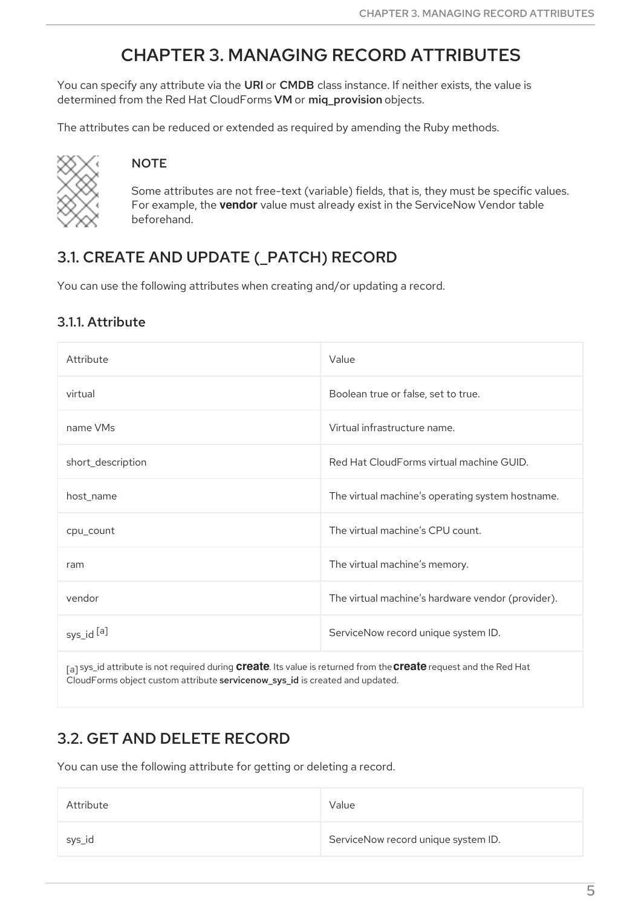# CHAPTER 3. MANAGING RECORD ATTRIBUTES

You can specify any attribute via the URI or CMDB class instance. If neither exists, the value is determined from the Red Hat CloudForms VM or miq_provision objects.

The attributes can be reduced or extended as required by amending the Ruby methods.

> **NOTE**
>
> Some attributes are not free-text (variable) fields, that is, they must be specific values. For example, the **vendor** value must already exist in the ServiceNow Vendor table beforehand.

## 3.1. CREATE AND UPDATE (_PATCH) RECORD

You can use the following attributes when creating and/or updating a record.

### 3.1.1. Attribute

| Attribute | Value |
|---|---|
| virtual | Boolean true or false, set to true. |
| name VMs | Virtual infrastructure name. |
| short_description | Red Hat CloudForms virtual machine GUID. |
| host_name | The virtual machine's operating system hostname. |
| cpu_count | The virtual machine's CPU count. |
| ram | The virtual machine's memory. |
| vendor | The virtual machine's hardware vendor (provider). |
| sys_id [a] | ServiceNow record unique system ID. |

[a] sys_id attribute is not required during **create**. Its value is returned from the **create** request and the Red Hat CloudForms object custom attribute **servicenow_sys_id** is created and updated.

## 3.2. GET AND DELETE RECORD

You can use the following attribute for getting or deleting a record.

| Attribute | Value |
|---|---|
| sys_id | ServiceNow record unique system ID. |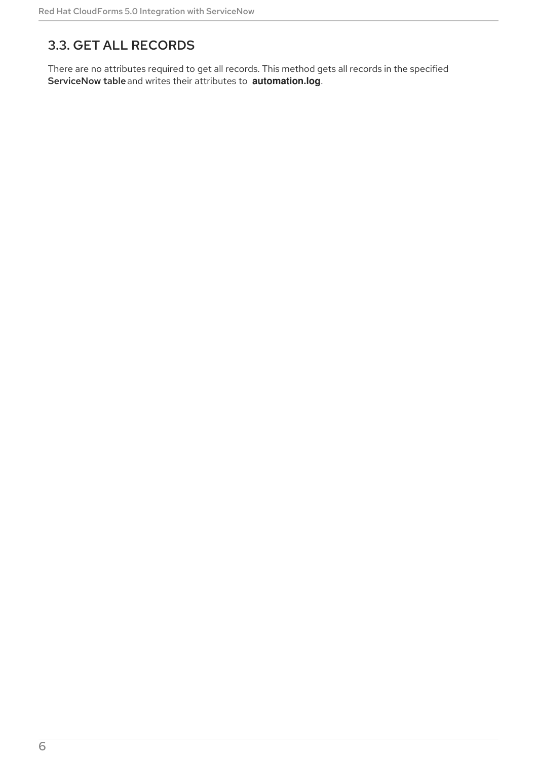## 3.3. GET ALL RECORDS

There are no attributes required to get all records. This method gets all records in the specified ServiceNow table and writes their attributes to **automation.log**.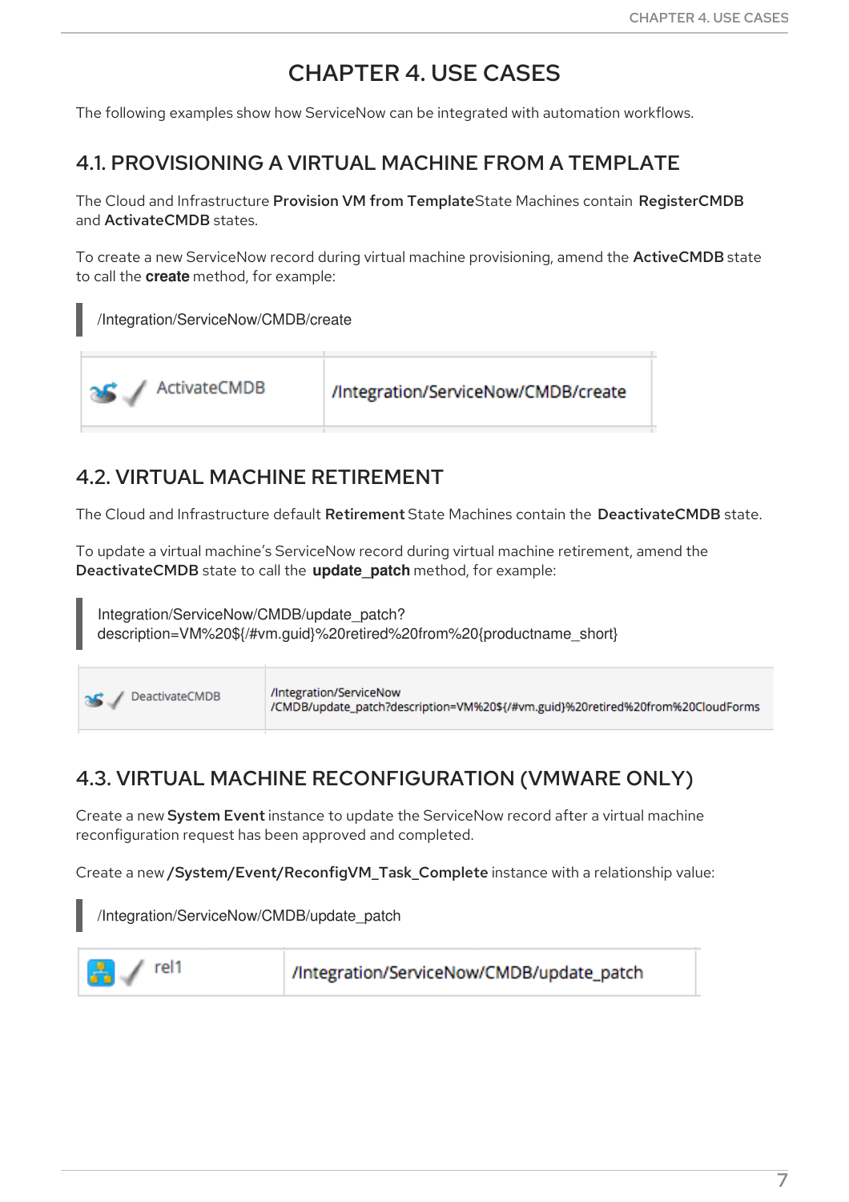# CHAPTER 4. USE CASES

The following examples show how ServiceNow can be integrated with automation workflows.

## 4.1. PROVISIONING A VIRTUAL MACHINE FROM A TEMPLATE

The Cloud and Infrastructure **Provision VM from Template**State Machines contain **RegisterCMDB** and **ActivateCMDB** states.

To create a new ServiceNow record during virtual machine provisioning, amend the **ActiveCMDB** state to call the **create** method, for example:

```
/Integration/ServiceNow/CMDB/create
```

| | |
|---|---|
| ActivateCMDB | /Integration/ServiceNow/CMDB/create |

## 4.2. VIRTUAL MACHINE RETIREMENT

The Cloud and Infrastructure default **Retirement** State Machines contain the **DeactivateCMDB** state.

To update a virtual machine's ServiceNow record during virtual machine retirement, amend the **DeactivateCMDB** state to call the **update_patch** method, for example:

```
Integration/ServiceNow/CMDB/update_patch?
description=VM%20${/#vm.guid}%20retired%20from%20{productname_short}
```

| | |
|---|---|
| DeactivateCMDB | /Integration/ServiceNow /CMDB/update_patch?description=VM%20${/#vm.guid}%20retired%20from%20CloudForms |

## 4.3. VIRTUAL MACHINE RECONFIGURATION (VMWARE ONLY)

Create a new **System Event** instance to update the ServiceNow record after a virtual machine reconfiguration request has been approved and completed.

Create a new **/System/Event/ReconfigVM_Task_Complete** instance with a relationship value:

```
/Integration/ServiceNow/CMDB/update_patch
```

| | |
|---|---|
| rel1 | /Integration/ServiceNow/CMDB/update_patch |